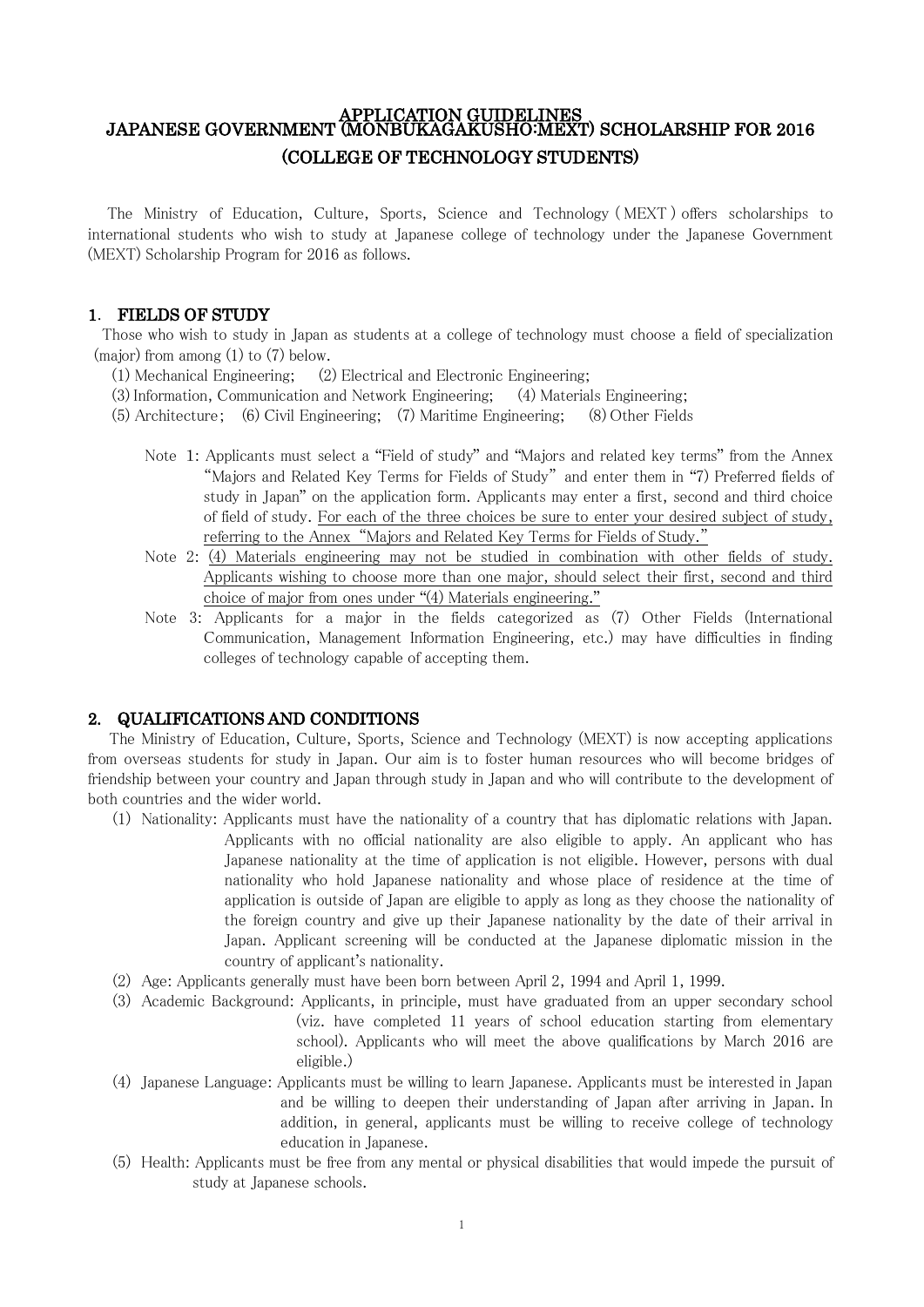# APPLICATION GUIDELINES
# JAPANESE GOVERNMENT (MONBUKAGAKUSHO:MEXT) SCHOLARSHIP FOR 2016
# (COLLEGE OF TECHNOLOGY STUDENTS)

The Ministry of Education, Culture, Sports, Science and Technology ( MEXT ) offers scholarships to international students who wish to study at Japanese college of technology under the Japanese Government (MEXT) Scholarship Program for 2016 as follows.

## 1. FIELDS OF STUDY

Those who wish to study in Japan as students at a college of technology must choose a field of specialization (major) from among (1) to (7) below.

(1) Mechanical Engineering; (2) Electrical and Electronic Engineering;
(3) Information, Communication and Network Engineering; (4) Materials Engineering;
(5) Architecture ; (6) Civil Engineering; (7) Maritime Engineering; (8) Other Fields

Note 1: Applicants must select a "Field of study" and "Majors and related key terms" from the Annex "Majors and Related Key Terms for Fields of Study" and enter them in "7) Preferred fields of study in Japan" on the application form. Applicants may enter a first, second and third choice of field of study. <u>For each of the three choices be sure to enter your desired subject of study, referring to the Annex "Majors and Related Key Terms for Fields of Study."</u>

Note 2: <u>(4) Materials engineering may not be studied in combination with other fields of study. Applicants wishing to choose more than one major, should select their first, second and third choice of major from ones under "(4) Materials engineering."</u>

Note 3: Applicants for a major in the fields categorized as (7) Other Fields (International Communication, Management Information Engineering, etc.) may have difficulties in finding colleges of technology capable of accepting them.

## 2. QUALIFICATIONS AND CONDITIONS

The Ministry of Education, Culture, Sports, Science and Technology (MEXT) is now accepting applications from overseas students for study in Japan. Our aim is to foster human resources who will become bridges of friendship between your country and Japan through study in Japan and who will contribute to the development of both countries and the wider world.

(1) Nationality: Applicants must have the nationality of a country that has diplomatic relations with Japan. Applicants with no official nationality are also eligible to apply. An applicant who has Japanese nationality at the time of application is not eligible. However, persons with dual nationality who hold Japanese nationality and whose place of residence at the time of application is outside of Japan are eligible to apply as long as they choose the nationality of the foreign country and give up their Japanese nationality by the date of their arrival in Japan. Applicant screening will be conducted at the Japanese diplomatic mission in the country of applicant's nationality.

(2) Age: Applicants generally must have been born between April 2, 1994 and April 1, 1999.

(3) Academic Background: Applicants, in principle, must have graduated from an upper secondary school (viz. have completed 11 years of school education starting from elementary school). Applicants who will meet the above qualifications by March 2016 are eligible.)

(4) Japanese Language: Applicants must be willing to learn Japanese. Applicants must be interested in Japan and be willing to deepen their understanding of Japan after arriving in Japan. In addition, in general, applicants must be willing to receive college of technology education in Japanese.

(5) Health: Applicants must be free from any mental or physical disabilities that would impede the pursuit of study at Japanese schools.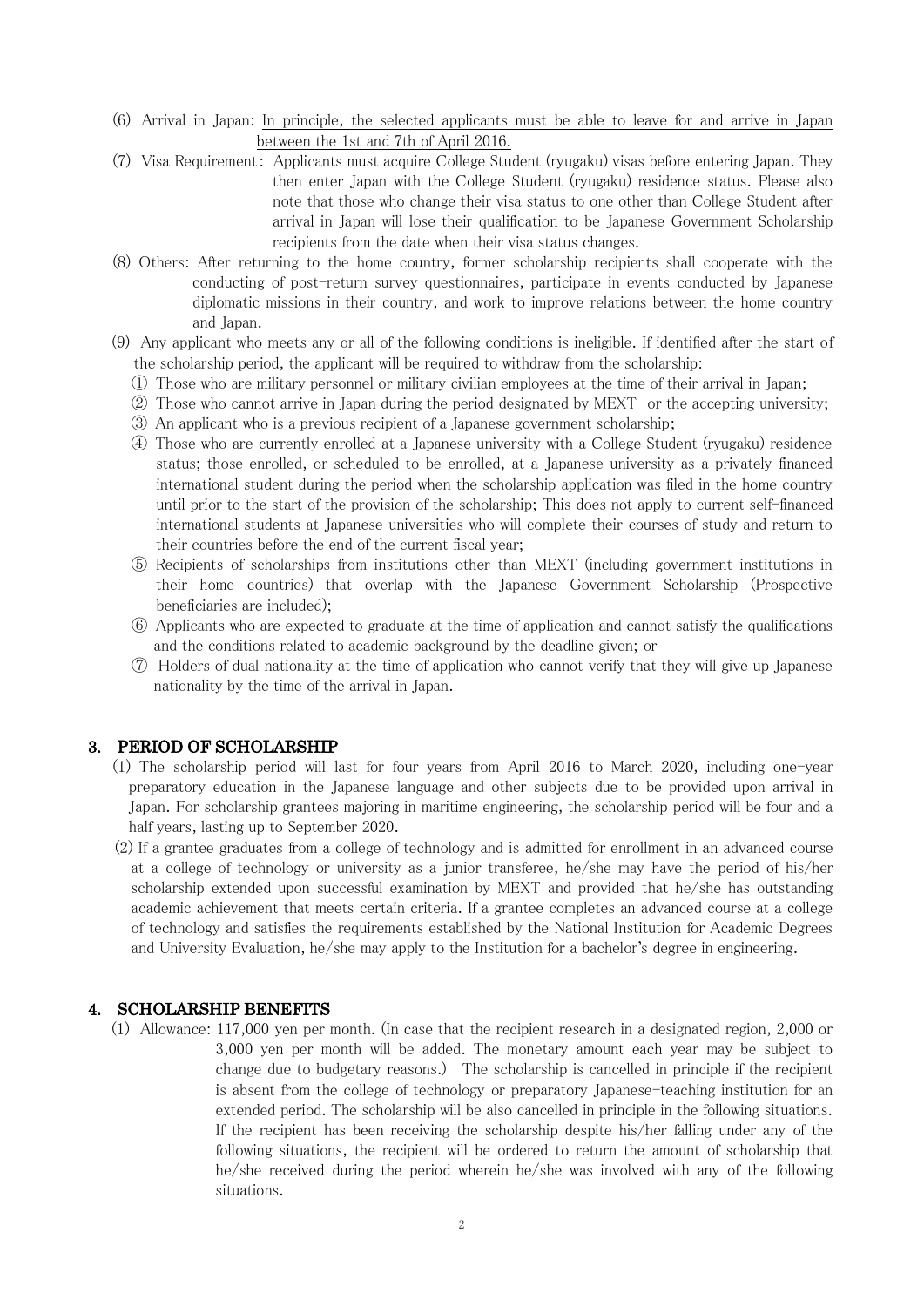(6) Arrival in Japan: <u>In principle, the selected applicants must be able to leave for and arrive in Japan between the 1st and 7th of April 2016.</u>

(7) Visa Requirement: Applicants must acquire College Student (ryugaku) visas before entering Japan. They then enter Japan with the College Student (ryugaku) residence status. Please also note that those who change their visa status to one other than College Student after arrival in Japan will lose their qualification to be Japanese Government Scholarship recipients from the date when their visa status changes.

(8) Others: After returning to the home country, former scholarship recipients shall cooperate with the conducting of post-return survey questionnaires, participate in events conducted by Japanese diplomatic missions in their country, and work to improve relations between the home country and Japan.

(9) Any applicant who meets any or all of the following conditions is ineligible. If identified after the start of the scholarship period, the applicant will be required to withdraw from the scholarship:

① Those who are military personnel or military civilian employees at the time of their arrival in Japan;

② Those who cannot arrive in Japan during the period designated by MEXT or the accepting university;

③ An applicant who is a previous recipient of a Japanese government scholarship;

④ Those who are currently enrolled at a Japanese university with a College Student (ryugaku) residence status; those enrolled, or scheduled to be enrolled, at a Japanese university as a privately financed international student during the period when the scholarship application was filed in the home country until prior to the start of the provision of the scholarship; This does not apply to current self-financed international students at Japanese universities who will complete their courses of study and return to their countries before the end of the current fiscal year;

⑤ Recipients of scholarships from institutions other than MEXT (including government institutions in their home countries) that overlap with the Japanese Government Scholarship (Prospective beneficiaries are included);

⑥ Applicants who are expected to graduate at the time of application and cannot satisfy the qualifications and the conditions related to academic background by the deadline given; or

⑦ Holders of dual nationality at the time of application who cannot verify that they will give up Japanese nationality by the time of the arrival in Japan.

## 3. PERIOD OF SCHOLARSHIP

(1) The scholarship period will last for four years from April 2016 to March 2020, including one-year preparatory education in the Japanese language and other subjects due to be provided upon arrival in Japan. For scholarship grantees majoring in maritime engineering, the scholarship period will be four and a half years, lasting up to September 2020.

(2) If a grantee graduates from a college of technology and is admitted for enrollment in an advanced course at a college of technology or university as a junior transferee, he/she may have the period of his/her scholarship extended upon successful examination by MEXT and provided that he/she has outstanding academic achievement that meets certain criteria. If a grantee completes an advanced course at a college of technology and satisfies the requirements established by the National Institution for Academic Degrees and University Evaluation, he/she may apply to the Institution for a bachelor's degree in engineering.

## 4. SCHOLARSHIP BENEFITS

(1) Allowance: 117,000 yen per month. (In case that the recipient research in a designated region, 2,000 or 3,000 yen per month will be added. The monetary amount each year may be subject to change due to budgetary reasons.) The scholarship is cancelled in principle if the recipient is absent from the college of technology or preparatory Japanese-teaching institution for an extended period. The scholarship will be also cancelled in principle in the following situations. If the recipient has been receiving the scholarship despite his/her falling under any of the following situations, the recipient will be ordered to return the amount of scholarship that he/she received during the period wherein he/she was involved with any of the following situations.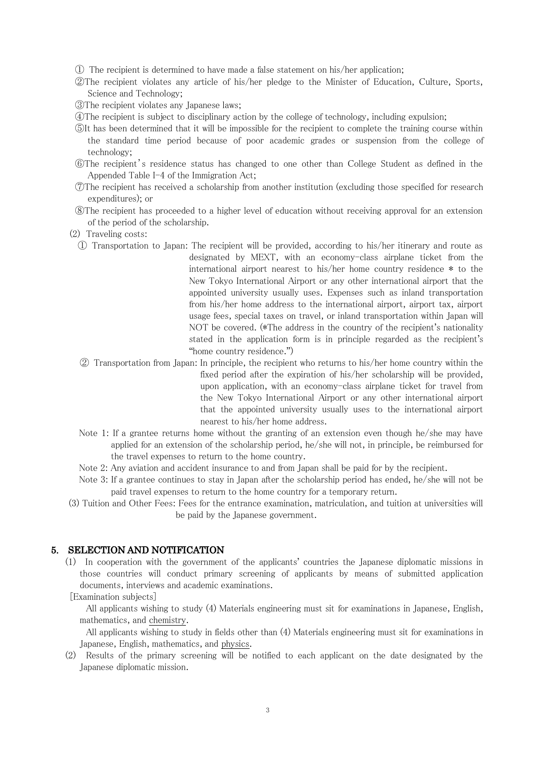① The recipient is determined to have made a false statement on his/her application;

②The recipient violates any article of his/her pledge to the Minister of Education, Culture, Sports, Science and Technology;

③The recipient violates any Japanese laws;

④The recipient is subject to disciplinary action by the college of technology, including expulsion;

⑤It has been determined that it will be impossible for the recipient to complete the training course within the standard time period because of poor academic grades or suspension from the college of technology;

⑥The recipient's residence status has changed to one other than College Student as defined in the Appended Table I-4 of the Immigration Act;

⑦The recipient has received a scholarship from another institution (excluding those specified for research expenditures); or

⑧The recipient has proceeded to a higher level of education without receiving approval for an extension of the period of the scholarship.

(2) Traveling costs:

① Transportation to Japan: The recipient will be provided, according to his/her itinerary and route as designated by MEXT, with an economy-class airplane ticket from the international airport nearest to his/her home country residence * to the New Tokyo International Airport or any other international airport that the appointed university usually uses. Expenses such as inland transportation from his/her home address to the international airport, airport tax, airport usage fees, special taxes on travel, or inland transportation within Japan will NOT be covered. (*The address in the country of the recipient's nationality stated in the application form is in principle regarded as the recipient's "home country residence.")

② Transportation from Japan: In principle, the recipient who returns to his/her home country within the fixed period after the expiration of his/her scholarship will be provided, upon application, with an economy-class airplane ticket for travel from the New Tokyo International Airport or any other international airport that the appointed university usually uses to the international airport nearest to his/her home address.

Note 1: If a grantee returns home without the granting of an extension even though he/she may have applied for an extension of the scholarship period, he/she will not, in principle, be reimbursed for the travel expenses to return to the home country.

Note 2: Any aviation and accident insurance to and from Japan shall be paid for by the recipient.

Note 3: If a grantee continues to stay in Japan after the scholarship period has ended, he/she will not be paid travel expenses to return to the home country for a temporary return.

(3) Tuition and Other Fees: Fees for the entrance examination, matriculation, and tuition at universities will be paid by the Japanese government.

## 5. SELECTION AND NOTIFICATION

(1) In cooperation with the government of the applicants' countries the Japanese diplomatic missions in those countries will conduct primary screening of applicants by means of submitted application documents, interviews and academic examinations.

[Examination subjects]

All applicants wishing to study (4) Materials engineering must sit for examinations in Japanese, English, mathematics, and <u>chemistry</u>.

All applicants wishing to study in fields other than (4) Materials engineering must sit for examinations in Japanese, English, mathematics, and <u>physics</u>.

(2) Results of the primary screening will be notified to each applicant on the date designated by the Japanese diplomatic mission.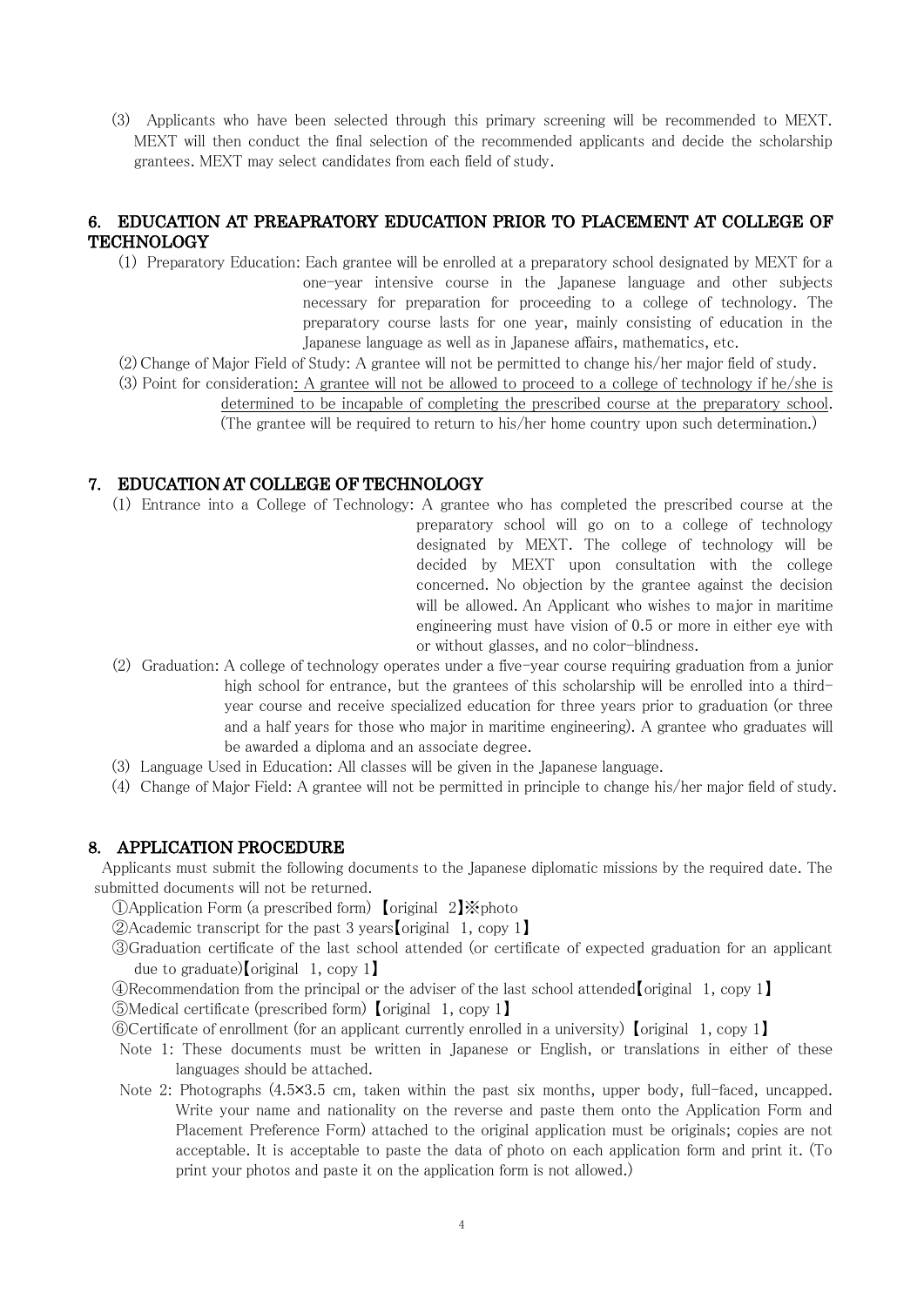(3) Applicants who have been selected through this primary screening will be recommended to MEXT. MEXT will then conduct the final selection of the recommended applicants and decide the scholarship grantees. MEXT may select candidates from each field of study.

## 6. EDUCATION AT PREAPRATORY EDUCATION PRIOR TO PLACEMENT AT COLLEGE OF TECHNOLOGY

(1) Preparatory Education: Each grantee will be enrolled at a preparatory school designated by MEXT for a one-year intensive course in the Japanese language and other subjects necessary for preparation for proceeding to a college of technology. The preparatory course lasts for one year, mainly consisting of education in the Japanese language as well as in Japanese affairs, mathematics, etc.

(2) Change of Major Field of Study: A grantee will not be permitted to change his/her major field of study.

(3) Point for consideration: <u>A grantee will not be allowed to proceed to a college of technology if he/she is determined to be incapable of completing the prescribed course at the preparatory school</u>. (The grantee will be required to return to his/her home country upon such determination.)

## 7. EDUCATION AT COLLEGE OF TECHNOLOGY

(1) Entrance into a College of Technology: A grantee who has completed the prescribed course at the preparatory school will go on to a college of technology designated by MEXT. The college of technology will be decided by MEXT upon consultation with the college concerned. No objection by the grantee against the decision will be allowed. An Applicant who wishes to major in maritime engineering must have vision of 0.5 or more in either eye with or without glasses, and no color-blindness.

(2) Graduation: A college of technology operates under a five-year course requiring graduation from a junior high school for entrance, but the grantees of this scholarship will be enrolled into a third-year course and receive specialized education for three years prior to graduation (or three and a half years for those who major in maritime engineering). A grantee who graduates will be awarded a diploma and an associate degree.

(3) Language Used in Education: All classes will be given in the Japanese language.

(4) Change of Major Field: A grantee will not be permitted in principle to change his/her major field of study.

## 8. APPLICATION PROCEDURE

Applicants must submit the following documents to the Japanese diplomatic missions by the required date. The submitted documents will not be returned.

①Application Form (a prescribed form) 【original 2】※photo

②Academic transcript for the past 3 years【original 1, copy 1】

③Graduation certificate of the last school attended (or certificate of expected graduation for an applicant due to graduate)【original 1, copy 1】

④Recommendation from the principal or the adviser of the last school attended【original 1, copy 1】

⑤Medical certificate (prescribed form) 【original 1, copy 1】

⑥Certificate of enrollment (for an applicant currently enrolled in a university) 【original 1, copy 1】

Note 1: These documents must be written in Japanese or English, or translations in either of these languages should be attached.

Note 2: Photographs (4.5×3.5 cm, taken within the past six months, upper body, full-faced, uncapped. Write your name and nationality on the reverse and paste them onto the Application Form and Placement Preference Form) attached to the original application must be originals; copies are not acceptable. It is acceptable to paste the data of photo on each application form and print it. (To print your photos and paste it on the application form is not allowed.)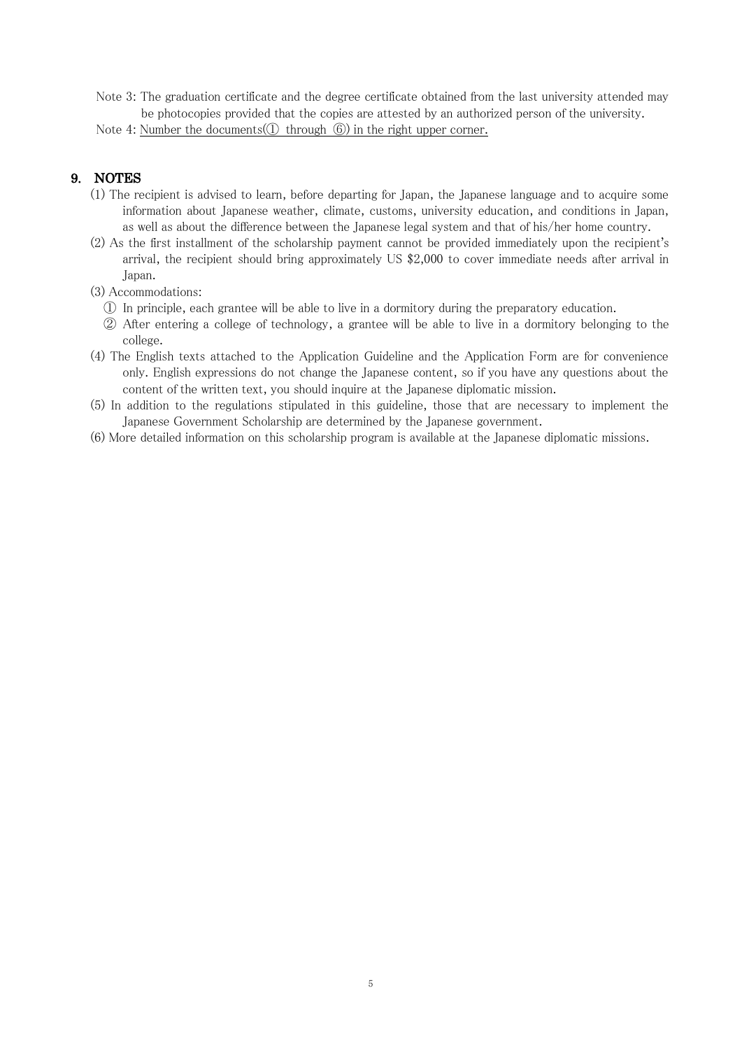Note 3: The graduation certificate and the degree certificate obtained from the last university attended may be photocopies provided that the copies are attested by an authorized person of the university.

Note 4: Number the documents(① through ⑥) in the right upper corner.

## 9. NOTES

(1) The recipient is advised to learn, before departing for Japan, the Japanese language and to acquire some information about Japanese weather, climate, customs, university education, and conditions in Japan, as well as about the difference between the Japanese legal system and that of his/her home country.

(2) As the first installment of the scholarship payment cannot be provided immediately upon the recipient's arrival, the recipient should bring approximately US $2,000 to cover immediate needs after arrival in Japan.

(3) Accommodations:

① In principle, each grantee will be able to live in a dormitory during the preparatory education.

② After entering a college of technology, a grantee will be able to live in a dormitory belonging to the college.

(4) The English texts attached to the Application Guideline and the Application Form are for convenience only. English expressions do not change the Japanese content, so if you have any questions about the content of the written text, you should inquire at the Japanese diplomatic mission.

(5) In addition to the regulations stipulated in this guideline, those that are necessary to implement the Japanese Government Scholarship are determined by the Japanese government.

(6) More detailed information on this scholarship program is available at the Japanese diplomatic missions.